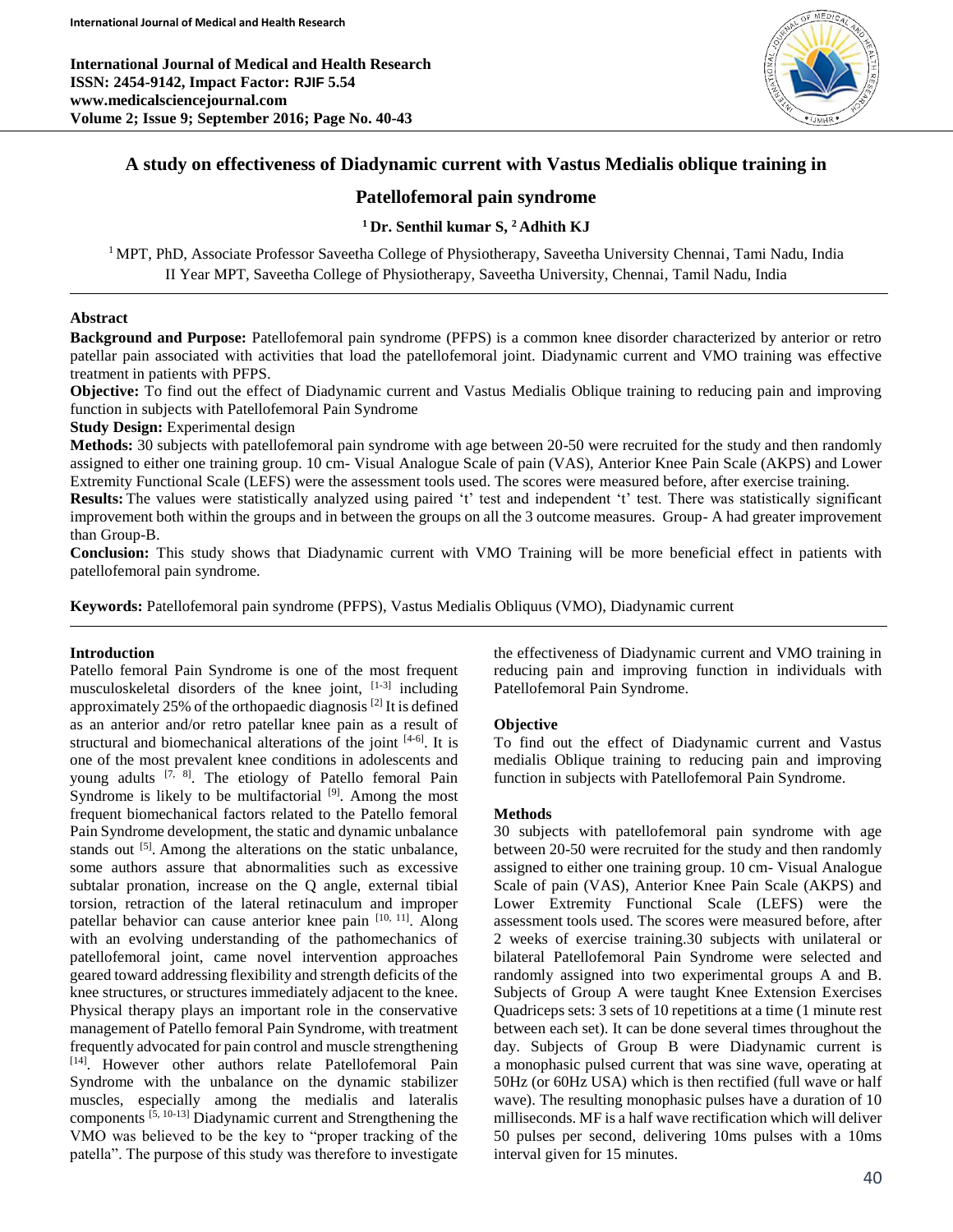# A study on effectiveness of Diadynamic current with Vastus Medialis oblique training in Patellofemoral pain syndrome

**[1] Dr. Senthil kumar S, [2] Adhith KJ**

[1] MPT, PhD, Associate Professor Saveetha College of Physiotherapy, Saveetha University Chennai, Tami Nadu, India
II Year MPT, Saveetha College of Physiotherapy, Saveetha University, Chennai, Tamil Nadu, India

## Abstract

**Background and Purpose:** Patellofemoral pain syndrome (PFPS) is a common knee disorder characterized by anterior or retro patellar pain associated with activities that load the patellofemoral joint. Diadynamic current and VMO training was effective treatment in patients with PFPS.

**Objective:** To find out the effect of Diadynamic current and Vastus Medialis Oblique training to reducing pain and improving function in subjects with Patellofemoral Pain Syndrome

**Study Design:** Experimental design

**Methods:** 30 subjects with patellofemoral pain syndrome with age between 20-50 were recruited for the study and then randomly assigned to either one training group. 10 cm- Visual Analogue Scale of pain (VAS), Anterior Knee Pain Scale (AKPS) and Lower Extremity Functional Scale (LEFS) were the assessment tools used. The scores were measured before, after exercise training.

**Results:** The values were statistically analyzed using paired 't' test and independent 't' test. There was statistically significant improvement both within the groups and in between the groups on all the 3 outcome measures. Group- A had greater improvement than Group-B.

**Conclusion:** This study shows that Diadynamic current with VMO Training will be more beneficial effect in patients with patellofemoral pain syndrome.

**Keywords:** Patellofemoral pain syndrome (PFPS), Vastus Medialis Obliquus (VMO), Diadynamic current

## Introduction

Patello femoral Pain Syndrome is one of the most frequent musculoskeletal disorders of the knee joint, [1-3] including approximately 25% of the orthopaedic diagnosis [2] It is defined as an anterior and/or retro patellar knee pain as a result of structural and biomechanical alterations of the joint [4-6]. It is one of the most prevalent knee conditions in adolescents and young adults [7, 8]. The etiology of Patello femoral Pain Syndrome is likely to be multifactorial [9]. Among the most frequent biomechanical factors related to the Patello femoral Pain Syndrome development, the static and dynamic unbalance stands out [5]. Among the alterations on the static unbalance, some authors assure that abnormalities such as excessive subtalar pronation, increase on the Q angle, external tibial torsion, retraction of the lateral retinaculum and improper patellar behavior can cause anterior knee pain [10, 11]. Along with an evolving understanding of the pathomechanics of patellofemoral joint, came novel intervention approaches geared toward addressing flexibility and strength deficits of the knee structures, or structures immediately adjacent to the knee. Physical therapy plays an important role in the conservative management of Patello femoral Pain Syndrome, with treatment frequently advocated for pain control and muscle strengthening [14]. However other authors relate Patellofemoral Pain Syndrome with the unbalance on the dynamic stabilizer muscles, especially among the medialis and lateralis components [5, 10-13] Diadynamic current and Strengthening the VMO was believed to be the key to "proper tracking of the patella". The purpose of this study was therefore to investigate the effectiveness of Diadynamic current and VMO training in reducing pain and improving function in individuals with Patellofemoral Pain Syndrome.

## Objective

To find out the effect of Diadynamic current and Vastus medialis Oblique training to reducing pain and improving function in subjects with Patellofemoral Pain Syndrome.

## Methods

30 subjects with patellofemoral pain syndrome with age between 20-50 were recruited for the study and then randomly assigned to either one training group. 10 cm- Visual Analogue Scale of pain (VAS), Anterior Knee Pain Scale (AKPS) and Lower Extremity Functional Scale (LEFS) were the assessment tools used. The scores were measured before, after 2 weeks of exercise training.30 subjects with unilateral or bilateral Patellofemoral Pain Syndrome were selected and randomly assigned into two experimental groups A and B. Subjects of Group A were taught Knee Extension Exercises Quadriceps sets: 3 sets of 10 repetitions at a time (1 minute rest between each set). It can be done several times throughout the day. Subjects of Group B were Diadynamic current is a monophasic pulsed current that was sine wave, operating at 50Hz (or 60Hz USA) which is then rectified (full wave or half wave). The resulting monophasic pulses have a duration of 10 milliseconds. MF is a half wave rectification which will deliver 50 pulses per second, delivering 10ms pulses with a 10ms interval given for 15 minutes.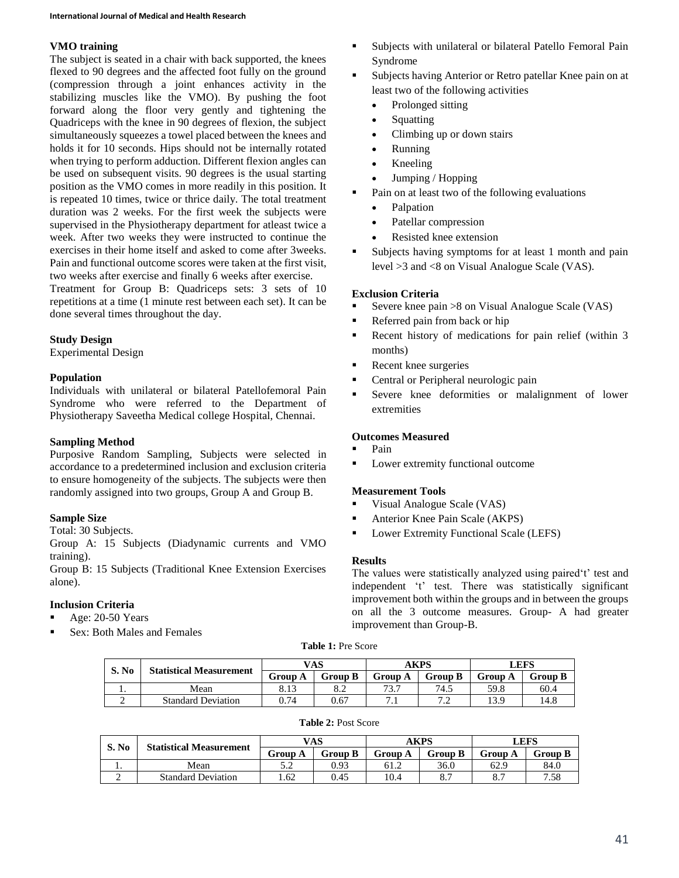### VMO training

The subject is seated in a chair with back supported, the knees flexed to 90 degrees and the affected foot fully on the ground (compression through a joint enhances activity in the stabilizing muscles like the VMO). By pushing the foot forward along the floor very gently and tightening the Quadriceps with the knee in 90 degrees of flexion, the subject simultaneously squeezes a towel placed between the knees and holds it for 10 seconds. Hips should not be internally rotated when trying to perform adduction. Different flexion angles can be used on subsequent visits. 90 degrees is the usual starting position as the VMO comes in more readily in this position. It is repeated 10 times, twice or thrice daily. The total treatment duration was 2 weeks. For the first week the subjects were supervised in the Physiotherapy department for atleast twice a week. After two weeks they were instructed to continue the exercises in their home itself and asked to come after 3weeks. Pain and functional outcome scores were taken at the first visit, two weeks after exercise and finally 6 weeks after exercise.

Treatment for Group B: Quadriceps sets: 3 sets of 10 repetitions at a time (1 minute rest between each set). It can be done several times throughout the day.

### Study Design

Experimental Design

### Population

Individuals with unilateral or bilateral Patellofemoral Pain Syndrome who were referred to the Department of Physiotherapy Saveetha Medical college Hospital, Chennai.

### Sampling Method

Purposive Random Sampling, Subjects were selected in accordance to a predetermined inclusion and exclusion criteria to ensure homogeneity of the subjects. The subjects were then randomly assigned into two groups, Group A and Group B.

### Sample Size

Total: 30 Subjects.

Group A: 15 Subjects (Diadynamic currents and VMO training).

Group B: 15 Subjects (Traditional Knee Extension Exercises alone).

### Inclusion Criteria

- Age: 20-50 Years
- Sex: Both Males and Females
- Subjects with unilateral or bilateral Patello Femoral Pain Syndrome
- Subjects having Anterior or Retro patellar Knee pain on at least two of the following activities
  - Prolonged sitting
  - Squatting
  - Climbing up or down stairs
  - Running
  - Kneeling
  - Jumping / Hopping
- Pain on at least two of the following evaluations
  - Palpation
  - Patellar compression
  - Resisted knee extension
- Subjects having symptoms for at least 1 month and pain level >3 and <8 on Visual Analogue Scale (VAS).

### Exclusion Criteria

- Severe knee pain >8 on Visual Analogue Scale (VAS)
- Referred pain from back or hip
- Recent history of medications for pain relief (within 3 months)
- Recent knee surgeries
- Central or Peripheral neurologic pain
- Severe knee deformities or malalignment of lower extremities

### Outcomes Measured

- Pain
- Lower extremity functional outcome

### Measurement Tools

- Visual Analogue Scale (VAS)
- Anterior Knee Pain Scale (AKPS)
- Lower Extremity Functional Scale (LEFS)

### Results

The values were statistically analyzed using paired't' test and independent 't' test. There was statistically significant improvement both within the groups and in between the groups on all the 3 outcome measures. Group- A had greater improvement than Group-B.

**Table 1:** Pre Score

| S. No | Statistical Measurement | VAS | | AKPS | | LEFS | |
|---|---|---|---|---|---|---|---|
| | | Group A | Group B | Group A | Group B | Group A | Group B |
| 1. | Mean | 8.13 | 8.2 | 73.7 | 74.5 | 59.8 | 60.4 |
| 2 | Standard Deviation | 0.74 | 0.67 | 7.1 | 7.2 | 13.9 | 14.8 |

**Table 2:** Post Score

| S. No | Statistical Measurement | VAS | | AKPS | | LEFS | |
|---|---|---|---|---|---|---|---|
| | | Group A | Group B | Group A | Group B | Group A | Group B |
| 1. | Mean | 5.2 | 0.93 | 61.2 | 36.0 | 62.9 | 84.0 |
| 2 | Standard Deviation | 1.62 | 0.45 | 10.4 | 8.7 | 8.7 | 7.58 |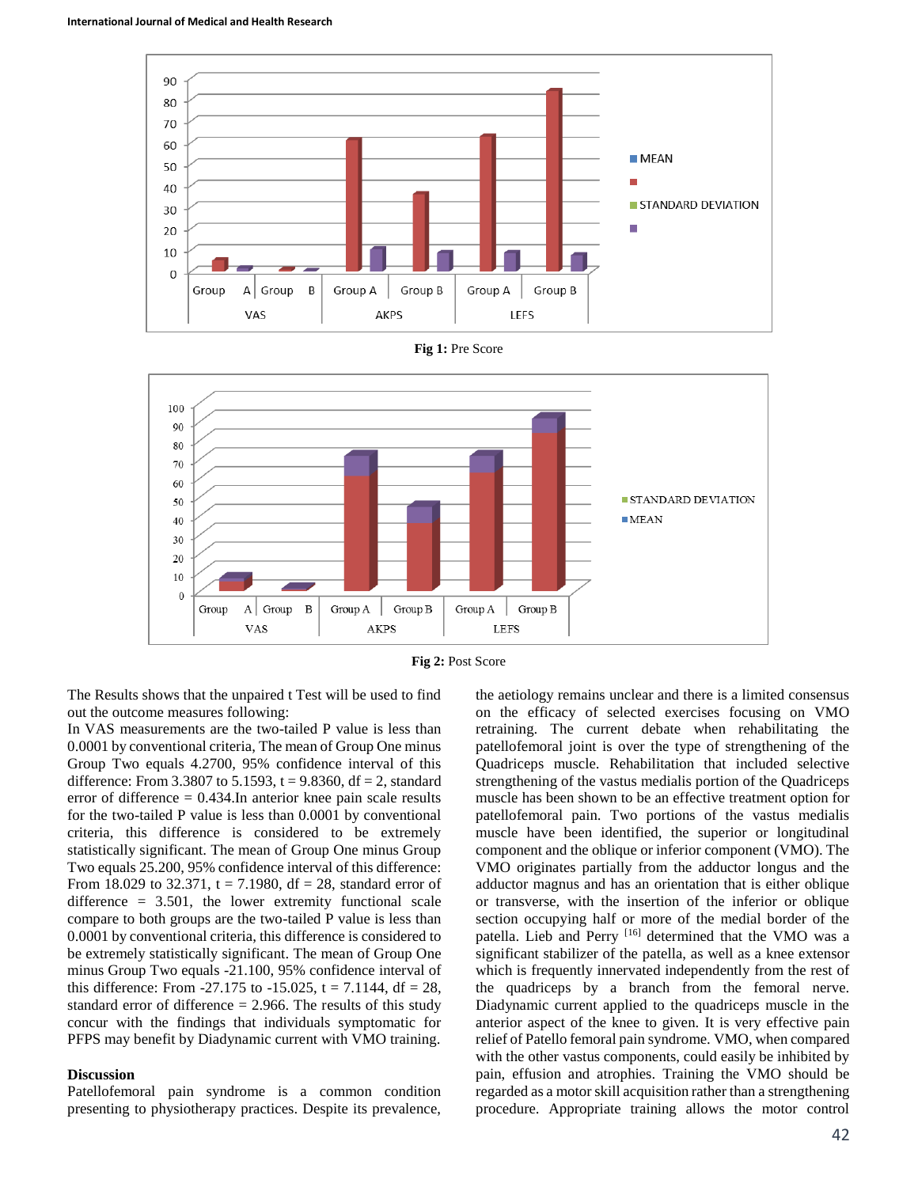Fig 1: Pre Score

Fig 2: Post Score

The Results shows that the unpaired t Test will be used to find out the outcome measures following:

In VAS measurements are the two-tailed P value is less than 0.0001 by conventional criteria, The mean of Group One minus Group Two equals 4.2700, 95% confidence interval of this difference: From 3.3807 to 5.1593, t = 9.8360, df = 2, standard error of difference = 0.434.In anterior knee pain scale results for the two-tailed P value is less than 0.0001 by conventional criteria, this difference is considered to be extremely statistically significant. The mean of Group One minus Group Two equals 25.200, 95% confidence interval of this difference: From 18.029 to 32.371, t = 7.1980, df = 28, standard error of difference = 3.501, the lower extremity functional scale compare to both groups are the two-tailed P value is less than 0.0001 by conventional criteria, this difference is considered to be extremely statistically significant. The mean of Group One minus Group Two equals -21.100, 95% confidence interval of this difference: From -27.175 to -15.025, t = 7.1144, df = 28, standard error of difference = 2.966. The results of this study concur with the findings that individuals symptomatic for PFPS may benefit by Diadynamic current with VMO training.

## Discussion

Patellofemoral pain syndrome is a common condition presenting to physiotherapy practices. Despite its prevalence, the aetiology remains unclear and there is a limited consensus on the efficacy of selected exercises focusing on VMO retraining. The current debate when rehabilitating the patellofemoral joint is over the type of strengthening of the Quadriceps muscle. Rehabilitation that included selective strengthening of the vastus medialis portion of the Quadriceps muscle has been shown to be an effective treatment option for patellofemoral pain. Two portions of the vastus medialis muscle have been identified, the superior or longitudinal component and the oblique or inferior component (VMO). The VMO originates partially from the adductor longus and the adductor magnus and has an orientation that is either oblique or transverse, with the insertion of the inferior or oblique section occupying half or more of the medial border of the patella. Lieb and Perry [16] determined that the VMO was a significant stabilizer of the patella, as well as a knee extensor which is frequently innervated independently from the rest of the quadriceps by a branch from the femoral nerve. Diadynamic current applied to the quadriceps muscle in the anterior aspect of the knee to given. It is very effective pain relief of Patello femoral pain syndrome. VMO, when compared with the other vastus components, could easily be inhibited by pain, effusion and atrophies. Training the VMO should be regarded as a motor skill acquisition rather than a strengthening procedure. Appropriate training allows the motor control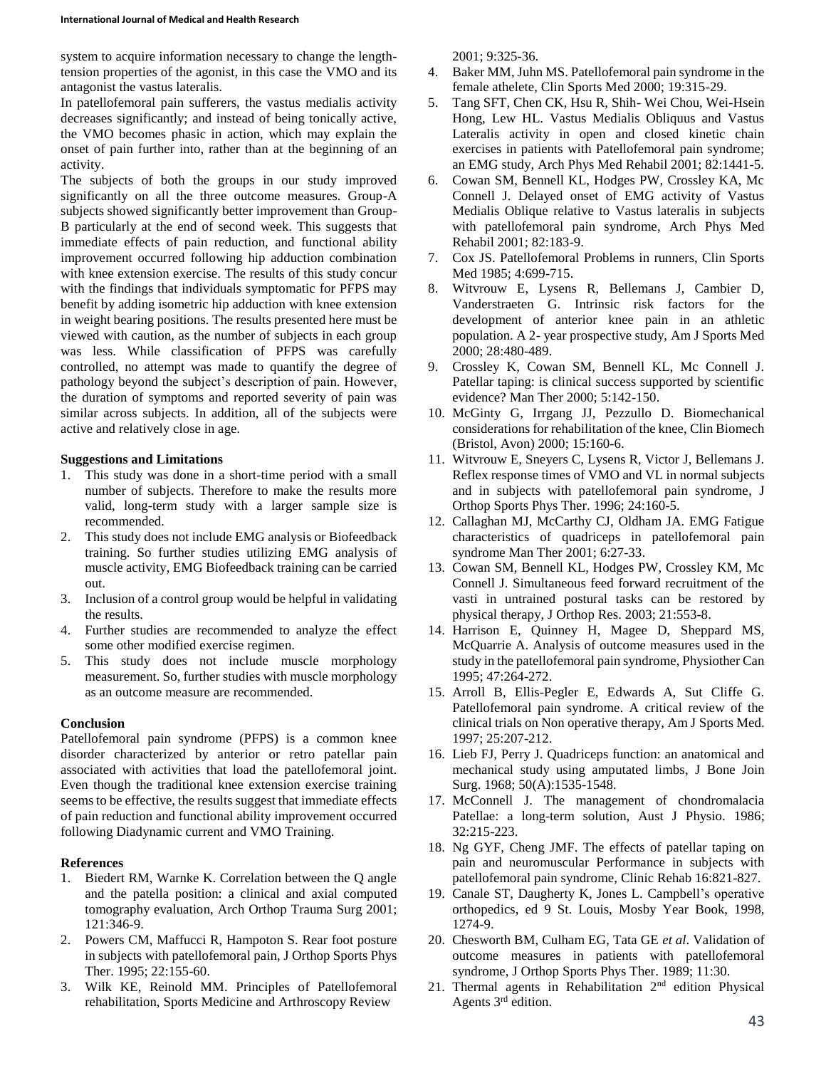system to acquire information necessary to change the length-tension properties of the agonist, in this case the VMO and its antagonist the vastus lateralis.

In patellofemoral pain sufferers, the vastus medialis activity decreases significantly; and instead of being tonically active, the VMO becomes phasic in action, which may explain the onset of pain further into, rather than at the beginning of an activity.

The subjects of both the groups in our study improved significantly on all the three outcome measures. Group-A subjects showed significantly better improvement than Group-B particularly at the end of second week. This suggests that immediate effects of pain reduction, and functional ability improvement occurred following hip adduction combination with knee extension exercise. The results of this study concur with the findings that individuals symptomatic for PFPS may benefit by adding isometric hip adduction with knee extension in weight bearing positions. The results presented here must be viewed with caution, as the number of subjects in each group was less. While classification of PFPS was carefully controlled, no attempt was made to quantify the degree of pathology beyond the subject's description of pain. However, the duration of symptoms and reported severity of pain was similar across subjects. In addition, all of the subjects were active and relatively close in age.

**Suggestions and Limitations**

1. This study was done in a short-time period with a small number of subjects. Therefore to make the results more valid, long-term study with a larger sample size is recommended.
2. This study does not include EMG analysis or Biofeedback training. So further studies utilizing EMG analysis of muscle activity, EMG Biofeedback training can be carried out.
3. Inclusion of a control group would be helpful in validating the results.
4. Further studies are recommended to analyze the effect some other modified exercise regimen.
5. This study does not include muscle morphology measurement. So, further studies with muscle morphology as an outcome measure are recommended.

**Conclusion**

Patellofemoral pain syndrome (PFPS) is a common knee disorder characterized by anterior or retro patellar pain associated with activities that load the patellofemoral joint. Even though the traditional knee extension exercise training seems to be effective, the results suggest that immediate effects of pain reduction and functional ability improvement occurred following Diadynamic current and VMO Training.

**References**

1. Biedert RM, Warnke K. Correlation between the Q angle and the patella position: a clinical and axial computed tomography evaluation, Arch Orthop Trauma Surg 2001; 121:346-9.
2. Powers CM, Maffucci R, Hampoton S. Rear foot posture in subjects with patellofemoral pain, J Orthop Sports Phys Ther. 1995; 22:155-60.
3. Wilk KE, Reinold MM. Principles of Patellofemoral rehabilitation, Sports Medicine and Arthroscopy Review 2001; 9:325-36.
4. Baker MM, Juhn MS. Patellofemoral pain syndrome in the female athelete, Clin Sports Med 2000; 19:315-29.
5. Tang SFT, Chen CK, Hsu R, Shih- Wei Chou, Wei-Hsein Hong, Lew HL. Vastus Medialis Obliquus and Vastus Lateralis activity in open and closed kinetic chain exercises in patients with Patellofemoral pain syndrome; an EMG study, Arch Phys Med Rehabil 2001; 82:1441-5.
6. Cowan SM, Bennell KL, Hodges PW, Crossley KA, Mc Connell J. Delayed onset of EMG activity of Vastus Medialis Oblique relative to Vastus lateralis in subjects with patellofemoral pain syndrome, Arch Phys Med Rehabil 2001; 82:183-9.
7. Cox JS. Patellofemoral Problems in runners, Clin Sports Med 1985; 4:699-715.
8. Witvrouw E, Lysens R, Bellemans J, Cambier D, Vanderstraeten G. Intrinsic risk factors for the development of anterior knee pain in an athletic population. A 2- year prospective study, Am J Sports Med 2000; 28:480-489.
9. Crossley K, Cowan SM, Bennell KL, Mc Connell J. Patellar taping: is clinical success supported by scientific evidence? Man Ther 2000; 5:142-150.
10. McGinty G, Irrgang JJ, Pezzullo D. Biomechanical considerations for rehabilitation of the knee, Clin Biomech (Bristol, Avon) 2000; 15:160-6.
11. Witvrouw E, Sneyers C, Lysens R, Victor J, Bellemans J. Reflex response times of VMO and VL in normal subjects and in subjects with patellofemoral pain syndrome, J Orthop Sports Phys Ther. 1996; 24:160-5.
12. Callaghan MJ, McCarthy CJ, Oldham JA. EMG Fatigue characteristics of quadriceps in patellofemoral pain syndrome Man Ther 2001; 6:27-33.
13. Cowan SM, Bennell KL, Hodges PW, Crossley KM, Mc Connell J. Simultaneous feed forward recruitment of the vasti in untrained postural tasks can be restored by physical therapy, J Orthop Res. 2003; 21:553-8.
14. Harrison E, Quinney H, Magee D, Sheppard MS, McQuarrie A. Analysis of outcome measures used in the study in the patellofemoral pain syndrome, Physiother Can 1995; 47:264-272.
15. Arroll B, Ellis-Pegler E, Edwards A, Sut Cliffe G. Patellofemoral pain syndrome. A critical review of the clinical trials on Non operative therapy, Am J Sports Med. 1997; 25:207-212.
16. Lieb FJ, Perry J. Quadriceps function: an anatomical and mechanical study using amputated limbs, J Bone Join Surg. 1968; 50(A):1535-1548.
17. McConnell J. The management of chondromalacia Patellae: a long-term solution, Aust J Physio. 1986; 32:215-223.
18. Ng GYF, Cheng JMF. The effects of patellar taping on pain and neuromuscular Performance in subjects with patellofemoral pain syndrome, Clinic Rehab 16:821-827.
19. Canale ST, Daugherty K, Jones L. Campbell's operative orthopedics, ed 9 St. Louis, Mosby Year Book, 1998, 1274-9.
20. Chesworth BM, Culham EG, Tata GE *et al*. Validation of outcome measures in patients with patellofemoral syndrome, J Orthop Sports Phys Ther. 1989; 11:30.
21. Thermal agents in Rehabilitation 2nd edition Physical Agents 3rd edition.